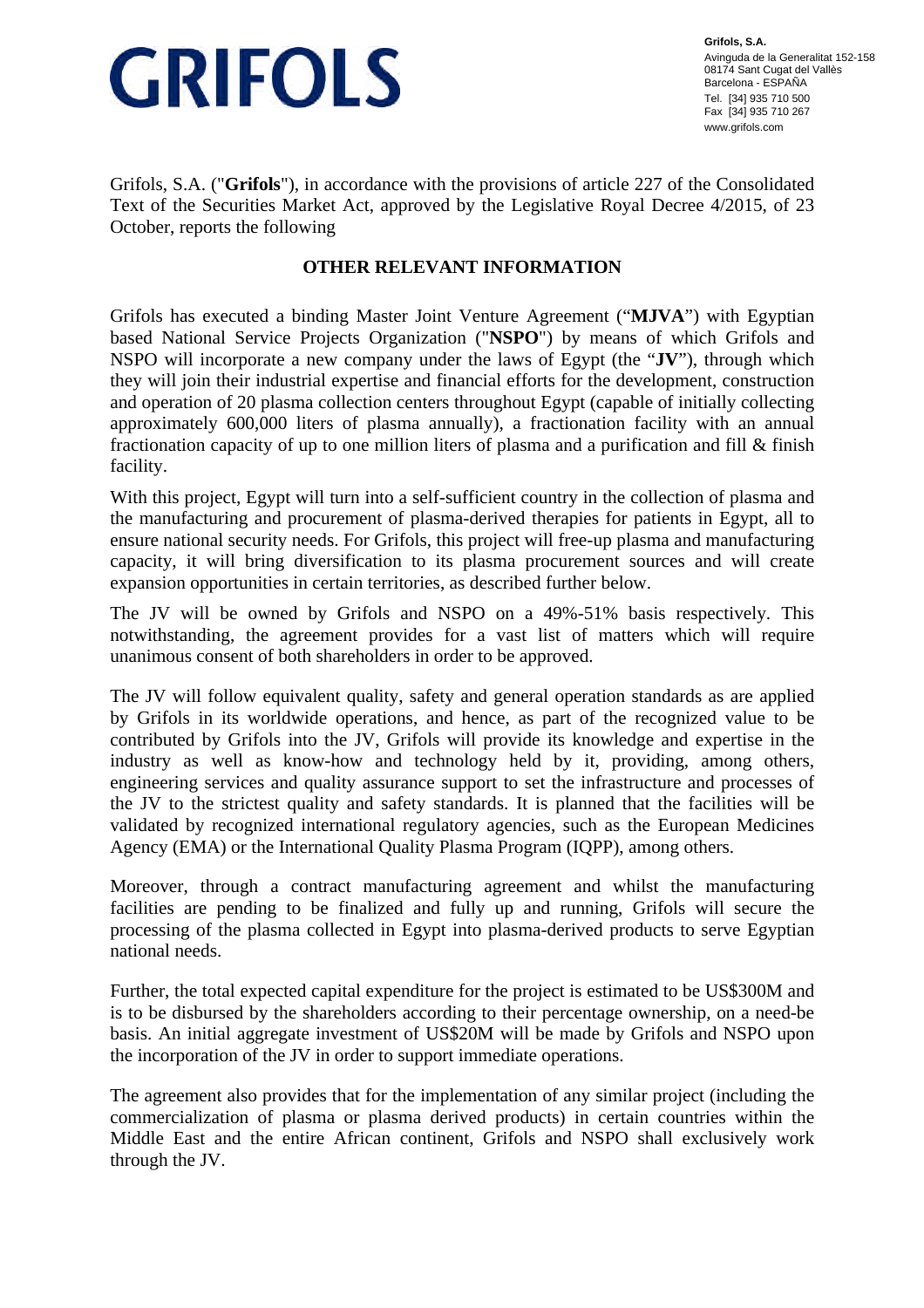# GRIFOLS

**Grifols, S.A.**
Avinguda de la Generalitat 152-158
08174 Sant Cugat del Vallès
Barcelona - ESPAÑA
Tel. [34] 935 710 500
Fax [34] 935 710 267
www.grifols.com

Grifols, S.A. ("**Grifols**"), in accordance with the provisions of article 227 of the Consolidated Text of the Securities Market Act, approved by the Legislative Royal Decree 4/2015, of 23 October, reports the following

## OTHER RELEVANT INFORMATION

Grifols has executed a binding Master Joint Venture Agreement ("**MJVA**") with Egyptian based National Service Projects Organization ("**NSPO**") by means of which Grifols and NSPO will incorporate a new company under the laws of Egypt (the "**JV**"), through which they will join their industrial expertise and financial efforts for the development, construction and operation of 20 plasma collection centers throughout Egypt (capable of initially collecting approximately 600,000 liters of plasma annually), a fractionation facility with an annual fractionation capacity of up to one million liters of plasma and a purification and fill & finish facility.

With this project, Egypt will turn into a self-sufficient country in the collection of plasma and the manufacturing and procurement of plasma-derived therapies for patients in Egypt, all to ensure national security needs. For Grifols, this project will free-up plasma and manufacturing capacity, it will bring diversification to its plasma procurement sources and will create expansion opportunities in certain territories, as described further below.

The JV will be owned by Grifols and NSPO on a 49%-51% basis respectively. This notwithstanding, the agreement provides for a vast list of matters which will require unanimous consent of both shareholders in order to be approved.

The JV will follow equivalent quality, safety and general operation standards as are applied by Grifols in its worldwide operations, and hence, as part of the recognized value to be contributed by Grifols into the JV, Grifols will provide its knowledge and expertise in the industry as well as know-how and technology held by it, providing, among others, engineering services and quality assurance support to set the infrastructure and processes of the JV to the strictest quality and safety standards. It is planned that the facilities will be validated by recognized international regulatory agencies, such as the European Medicines Agency (EMA) or the International Quality Plasma Program (IQPP), among others.

Moreover, through a contract manufacturing agreement and whilst the manufacturing facilities are pending to be finalized and fully up and running, Grifols will secure the processing of the plasma collected in Egypt into plasma-derived products to serve Egyptian national needs.

Further, the total expected capital expenditure for the project is estimated to be US$300M and is to be disbursed by the shareholders according to their percentage ownership, on a need-be basis. An initial aggregate investment of US$20M will be made by Grifols and NSPO upon the incorporation of the JV in order to support immediate operations.

The agreement also provides that for the implementation of any similar project (including the commercialization of plasma or plasma derived products) in certain countries within the Middle East and the entire African continent, Grifols and NSPO shall exclusively work through the JV.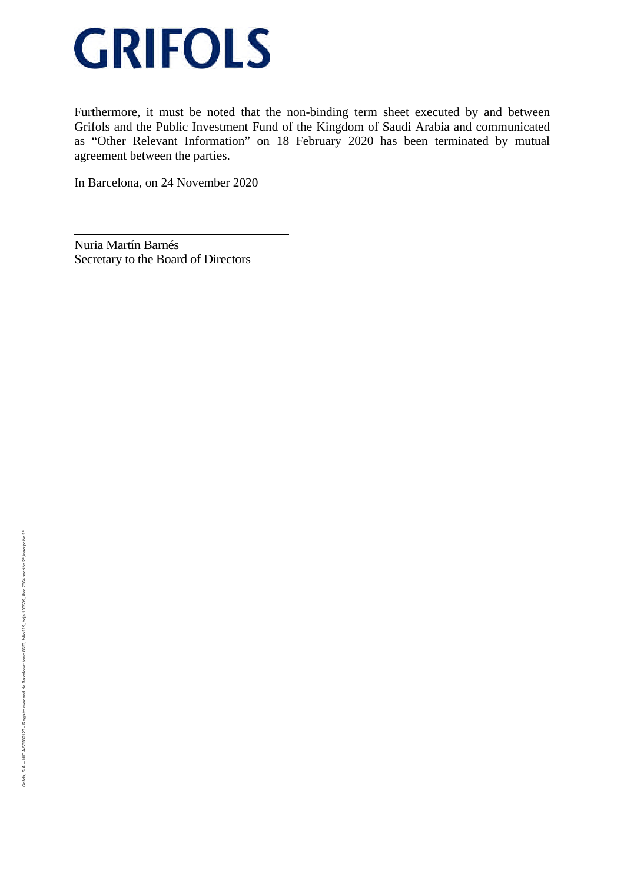Furthermore, it must be noted that the non-binding term sheet executed by and between Grifols and the Public Investment Fund of the Kingdom of Saudi Arabia and communicated as "Other Relevant Information" on 18 February 2020 has been terminated by mutual agreement between the parties.

In Barcelona, on 24 November 2020

Nuria Martín Barnés
Secretary to the Board of Directors